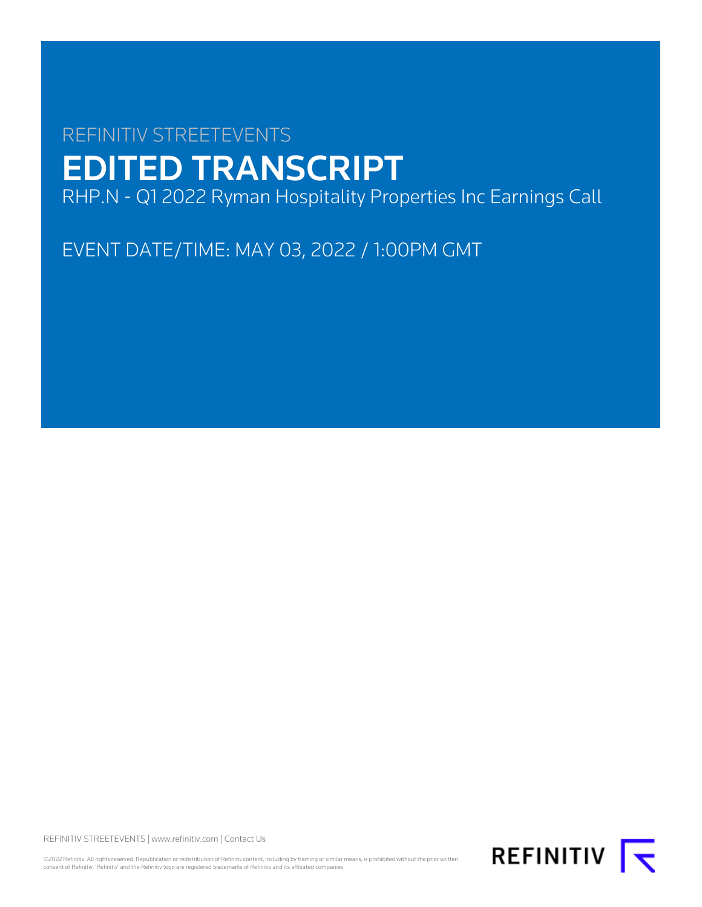REFINITIV STREETEVENTS

# EDITED TRANSCRIPT

RHP.N - Q1 2022 Ryman Hospitality Properties Inc Earnings Call

EVENT DATE/TIME: MAY 03, 2022 / 1:00PM GMT

REFINITIV STREETEVENTS | www.refinitiv.com | Contact Us

©2022 Refinitiv. All rights reserved. Republication or redistribution of Refinitiv content, including by framing or similar means, is prohibited without the prior written consent of Refinitiv. 'Refinitiv' and the Refinitiv logo are registered trademarks of Refinitiv and its affiliated companies.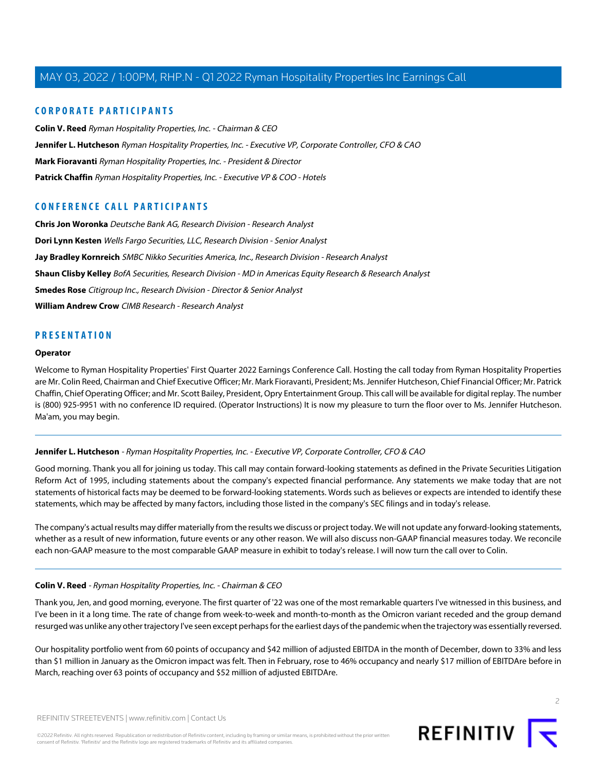## CORPORATE PARTICIPANTS

**Colin V. Reed** *Ryman Hospitality Properties, Inc. - Chairman & CEO*

**Jennifer L. Hutcheson** *Ryman Hospitality Properties, Inc. - Executive VP, Corporate Controller, CFO & CAO*

**Mark Fioravanti** *Ryman Hospitality Properties, Inc. - President & Director*

**Patrick Chaffin** *Ryman Hospitality Properties, Inc. - Executive VP & COO - Hotels*

## CONFERENCE CALL PARTICIPANTS

**Chris Jon Woronka** *Deutsche Bank AG, Research Division - Research Analyst*

**Dori Lynn Kesten** *Wells Fargo Securities, LLC, Research Division - Senior Analyst*

**Jay Bradley Kornreich** *SMBC Nikko Securities America, Inc., Research Division - Research Analyst*

**Shaun Clisby Kelley** *BofA Securities, Research Division - MD in Americas Equity Research & Research Analyst*

**Smedes Rose** *Citigroup Inc., Research Division - Director & Senior Analyst*

**William Andrew Crow** *CIMB Research - Research Analyst*

## PRESENTATION

### Operator

Welcome to Ryman Hospitality Properties' First Quarter 2022 Earnings Conference Call. Hosting the call today from Ryman Hospitality Properties are Mr. Colin Reed, Chairman and Chief Executive Officer; Mr. Mark Fioravanti, President; Ms. Jennifer Hutcheson, Chief Financial Officer; Mr. Patrick Chaffin, Chief Operating Officer; and Mr. Scott Bailey, President, Opry Entertainment Group. This call will be available for digital replay. The number is (800) 925-9951 with no conference ID required. (Operator Instructions) It is now my pleasure to turn the floor over to Ms. Jennifer Hutcheson. Ma'am, you may begin.

---

**Jennifer L. Hutcheson** - *Ryman Hospitality Properties, Inc. - Executive VP, Corporate Controller, CFO & CAO*

Good morning. Thank you all for joining us today. This call may contain forward-looking statements as defined in the Private Securities Litigation Reform Act of 1995, including statements about the company's expected financial performance. Any statements we make today that are not statements of historical facts may be deemed to be forward-looking statements. Words such as believes or expects are intended to identify these statements, which may be affected by many factors, including those listed in the company's SEC filings and in today's release.

The company's actual results may differ materially from the results we discuss or project today. We will not update any forward-looking statements, whether as a result of new information, future events or any other reason. We will also discuss non-GAAP financial measures today. We reconcile each non-GAAP measure to the most comparable GAAP measure in exhibit to today's release. I will now turn the call over to Colin.

---

**Colin V. Reed** - *Ryman Hospitality Properties, Inc. - Chairman & CEO*

Thank you, Jen, and good morning, everyone. The first quarter of '22 was one of the most remarkable quarters I've witnessed in this business, and I've been in it a long time. The rate of change from week-to-week and month-to-month as the Omicron variant receded and the group demand resurged was unlike any other trajectory I've seen except perhaps for the earliest days of the pandemic when the trajectory was essentially reversed.

Our hospitality portfolio went from 60 points of occupancy and $42 million of adjusted EBITDA in the month of December, down to 33% and less than $1 million in January as the Omicron impact was felt. Then in February, rose to 46% occupancy and nearly $17 million of EBITDAre before in March, reaching over 63 points of occupancy and $52 million of adjusted EBITDAre.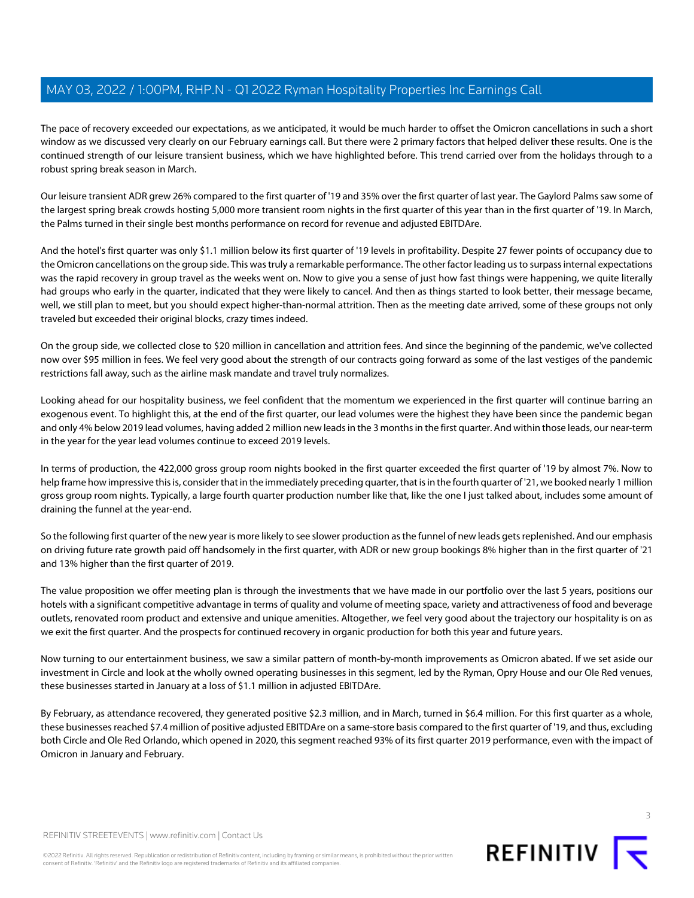The pace of recovery exceeded our expectations, as we anticipated, it would be much harder to offset the Omicron cancellations in such a short window as we discussed very clearly on our February earnings call. But there were 2 primary factors that helped deliver these results. One is the continued strength of our leisure transient business, which we have highlighted before. This trend carried over from the holidays through to a robust spring break season in March.

Our leisure transient ADR grew 26% compared to the first quarter of '19 and 35% over the first quarter of last year. The Gaylord Palms saw some of the largest spring break crowds hosting 5,000 more transient room nights in the first quarter of this year than in the first quarter of '19. In March, the Palms turned in their single best months performance on record for revenue and adjusted EBITDAre.

And the hotel's first quarter was only $1.1 million below its first quarter of '19 levels in profitability. Despite 27 fewer points of occupancy due to the Omicron cancellations on the group side. This was truly a remarkable performance. The other factor leading us to surpass internal expectations was the rapid recovery in group travel as the weeks went on. Now to give you a sense of just how fast things were happening, we quite literally had groups who early in the quarter, indicated that they were likely to cancel. And then as things started to look better, their message became, well, we still plan to meet, but you should expect higher-than-normal attrition. Then as the meeting date arrived, some of these groups not only traveled but exceeded their original blocks, crazy times indeed.

On the group side, we collected close to $20 million in cancellation and attrition fees. And since the beginning of the pandemic, we've collected now over $95 million in fees. We feel very good about the strength of our contracts going forward as some of the last vestiges of the pandemic restrictions fall away, such as the airline mask mandate and travel truly normalizes.

Looking ahead for our hospitality business, we feel confident that the momentum we experienced in the first quarter will continue barring an exogenous event. To highlight this, at the end of the first quarter, our lead volumes were the highest they have been since the pandemic began and only 4% below 2019 lead volumes, having added 2 million new leads in the 3 months in the first quarter. And within those leads, our near-term in the year for the year lead volumes continue to exceed 2019 levels.

In terms of production, the 422,000 gross group room nights booked in the first quarter exceeded the first quarter of '19 by almost 7%. Now to help frame how impressive this is, consider that in the immediately preceding quarter, that is in the fourth quarter of '21, we booked nearly 1 million gross group room nights. Typically, a large fourth quarter production number like that, like the one I just talked about, includes some amount of draining the funnel at the year-end.

So the following first quarter of the new year is more likely to see slower production as the funnel of new leads gets replenished. And our emphasis on driving future rate growth paid off handsomely in the first quarter, with ADR or new group bookings 8% higher than in the first quarter of '21 and 13% higher than the first quarter of 2019.

The value proposition we offer meeting plan is through the investments that we have made in our portfolio over the last 5 years, positions our hotels with a significant competitive advantage in terms of quality and volume of meeting space, variety and attractiveness of food and beverage outlets, renovated room product and extensive and unique amenities. Altogether, we feel very good about the trajectory our hospitality is on as we exit the first quarter. And the prospects for continued recovery in organic production for both this year and future years.

Now turning to our entertainment business, we saw a similar pattern of month-by-month improvements as Omicron abated. If we set aside our investment in Circle and look at the wholly owned operating businesses in this segment, led by the Ryman, Opry House and our Ole Red venues, these businesses started in January at a loss of $1.1 million in adjusted EBITDAre.

By February, as attendance recovered, they generated positive $2.3 million, and in March, turned in $6.4 million. For this first quarter as a whole, these businesses reached $7.4 million of positive adjusted EBITDAre on a same-store basis compared to the first quarter of '19, and thus, excluding both Circle and Ole Red Orlando, which opened in 2020, this segment reached 93% of its first quarter 2019 performance, even with the impact of Omicron in January and February.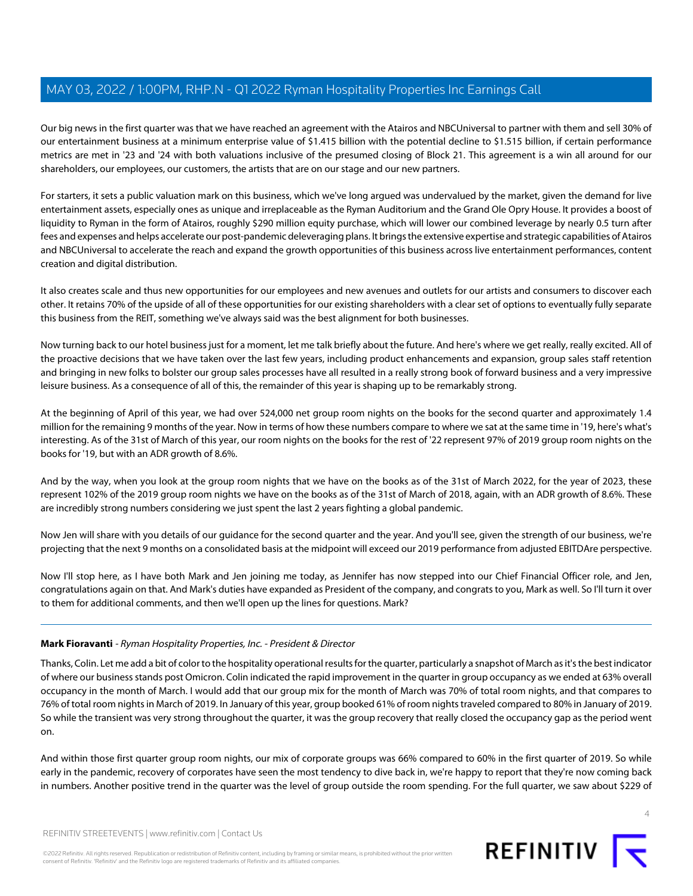Our big news in the first quarter was that we have reached an agreement with the Atairos and NBCUniversal to partner with them and sell 30% of our entertainment business at a minimum enterprise value of $1.415 billion with the potential decline to $1.515 billion, if certain performance metrics are met in '23 and '24 with both valuations inclusive of the presumed closing of Block 21. This agreement is a win all around for our shareholders, our employees, our customers, the artists that are on our stage and our new partners.

For starters, it sets a public valuation mark on this business, which we've long argued was undervalued by the market, given the demand for live entertainment assets, especially ones as unique and irreplaceable as the Ryman Auditorium and the Grand Ole Opry House. It provides a boost of liquidity to Ryman in the form of Atairos, roughly $290 million equity purchase, which will lower our combined leverage by nearly 0.5 turn after fees and expenses and helps accelerate our post-pandemic deleveraging plans. It brings the extensive expertise and strategic capabilities of Atairos and NBCUniversal to accelerate the reach and expand the growth opportunities of this business across live entertainment performances, content creation and digital distribution.

It also creates scale and thus new opportunities for our employees and new avenues and outlets for our artists and consumers to discover each other. It retains 70% of the upside of all of these opportunities for our existing shareholders with a clear set of options to eventually fully separate this business from the REIT, something we've always said was the best alignment for both businesses.

Now turning back to our hotel business just for a moment, let me talk briefly about the future. And here's where we get really, really excited. All of the proactive decisions that we have taken over the last few years, including product enhancements and expansion, group sales staff retention and bringing in new folks to bolster our group sales processes have all resulted in a really strong book of forward business and a very impressive leisure business. As a consequence of all of this, the remainder of this year is shaping up to be remarkably strong.

At the beginning of April of this year, we had over 524,000 net group room nights on the books for the second quarter and approximately 1.4 million for the remaining 9 months of the year. Now in terms of how these numbers compare to where we sat at the same time in '19, here's what's interesting. As of the 31st of March of this year, our room nights on the books for the rest of '22 represent 97% of 2019 group room nights on the books for '19, but with an ADR growth of 8.6%.

And by the way, when you look at the group room nights that we have on the books as of the 31st of March 2022, for the year of 2023, these represent 102% of the 2019 group room nights we have on the books as of the 31st of March of 2018, again, with an ADR growth of 8.6%. These are incredibly strong numbers considering we just spent the last 2 years fighting a global pandemic.

Now Jen will share with you details of our guidance for the second quarter and the year. And you'll see, given the strength of our business, we're projecting that the next 9 months on a consolidated basis at the midpoint will exceed our 2019 performance from adjusted EBITDAre perspective.

Now I'll stop here, as I have both Mark and Jen joining me today, as Jennifer has now stepped into our Chief Financial Officer role, and Jen, congratulations again on that. And Mark's duties have expanded as President of the company, and congrats to you, Mark as well. So I'll turn it over to them for additional comments, and then we'll open up the lines for questions. Mark?

---

**Mark Fioravanti** - *Ryman Hospitality Properties, Inc. - President & Director*

Thanks, Colin. Let me add a bit of color to the hospitality operational results for the quarter, particularly a snapshot of March as it's the best indicator of where our business stands post Omicron. Colin indicated the rapid improvement in the quarter in group occupancy as we ended at 63% overall occupancy in the month of March. I would add that our group mix for the month of March was 70% of total room nights, and that compares to 76% of total room nights in March of 2019. In January of this year, group booked 61% of room nights traveled compared to 80% in January of 2019. So while the transient was very strong throughout the quarter, it was the group recovery that really closed the occupancy gap as the period went on.

And within those first quarter group room nights, our mix of corporate groups was 66% compared to 60% in the first quarter of 2019. So while early in the pandemic, recovery of corporates have seen the most tendency to dive back in, we're happy to report that they're now coming back in numbers. Another positive trend in the quarter was the level of group outside the room spending. For the full quarter, we saw about $229 of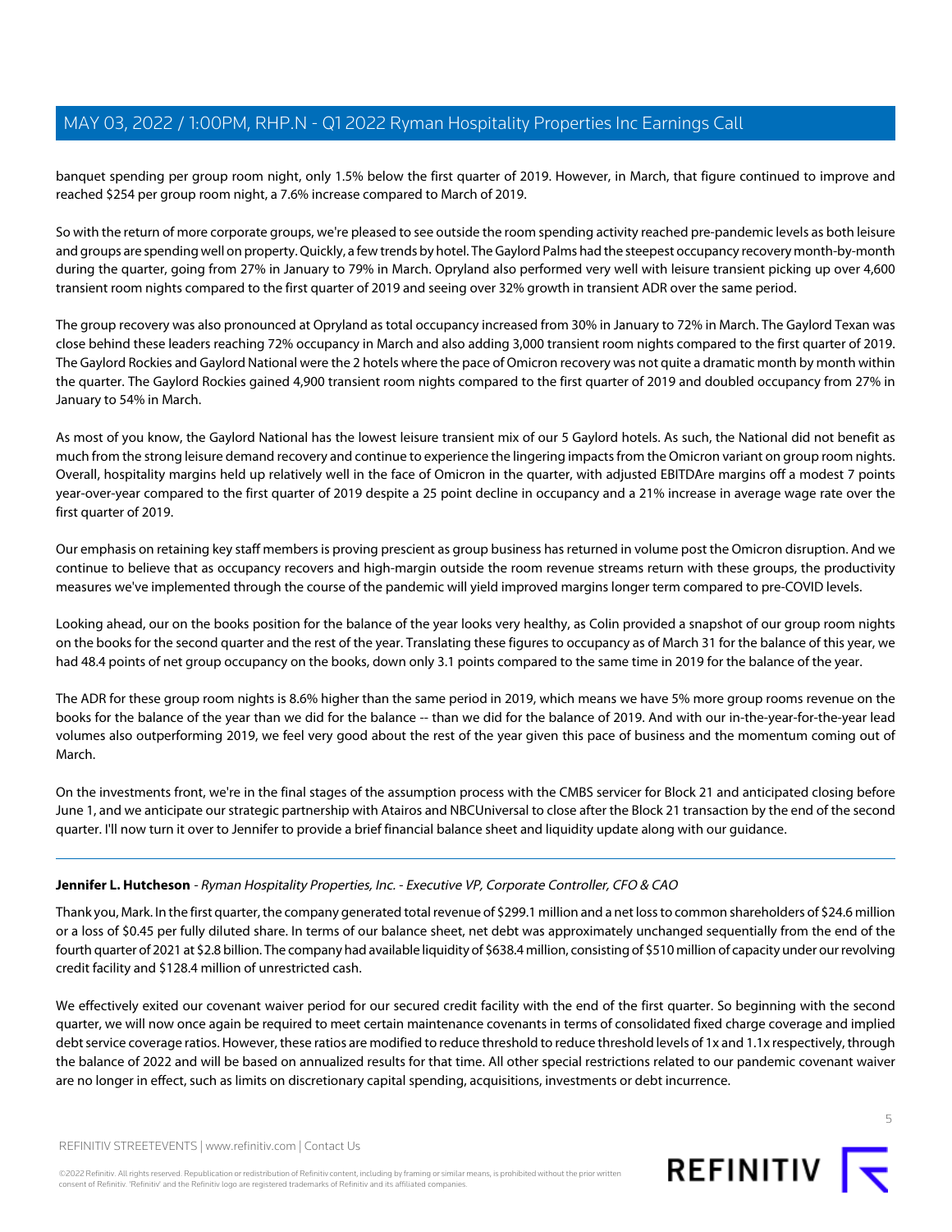banquet spending per group room night, only 1.5% below the first quarter of 2019. However, in March, that figure continued to improve and reached $254 per group room night, a 7.6% increase compared to March of 2019.

So with the return of more corporate groups, we're pleased to see outside the room spending activity reached pre-pandemic levels as both leisure and groups are spending well on property. Quickly, a few trends by hotel. The Gaylord Palms had the steepest occupancy recovery month-by-month during the quarter, going from 27% in January to 79% in March. Opryland also performed very well with leisure transient picking up over 4,600 transient room nights compared to the first quarter of 2019 and seeing over 32% growth in transient ADR over the same period.

The group recovery was also pronounced at Opryland as total occupancy increased from 30% in January to 72% in March. The Gaylord Texan was close behind these leaders reaching 72% occupancy in March and also adding 3,000 transient room nights compared to the first quarter of 2019. The Gaylord Rockies and Gaylord National were the 2 hotels where the pace of Omicron recovery was not quite a dramatic month by month within the quarter. The Gaylord Rockies gained 4,900 transient room nights compared to the first quarter of 2019 and doubled occupancy from 27% in January to 54% in March.

As most of you know, the Gaylord National has the lowest leisure transient mix of our 5 Gaylord hotels. As such, the National did not benefit as much from the strong leisure demand recovery and continue to experience the lingering impacts from the Omicron variant on group room nights. Overall, hospitality margins held up relatively well in the face of Omicron in the quarter, with adjusted EBITDAre margins off a modest 7 points year-over-year compared to the first quarter of 2019 despite a 25 point decline in occupancy and a 21% increase in average wage rate over the first quarter of 2019.

Our emphasis on retaining key staff members is proving prescient as group business has returned in volume post the Omicron disruption. And we continue to believe that as occupancy recovers and high-margin outside the room revenue streams return with these groups, the productivity measures we've implemented through the course of the pandemic will yield improved margins longer term compared to pre-COVID levels.

Looking ahead, our on the books position for the balance of the year looks very healthy, as Colin provided a snapshot of our group room nights on the books for the second quarter and the rest of the year. Translating these figures to occupancy as of March 31 for the balance of this year, we had 48.4 points of net group occupancy on the books, down only 3.1 points compared to the same time in 2019 for the balance of the year.

The ADR for these group room nights is 8.6% higher than the same period in 2019, which means we have 5% more group rooms revenue on the books for the balance of the year than we did for the balance -- than we did for the balance of 2019. And with our in-the-year-for-the-year lead volumes also outperforming 2019, we feel very good about the rest of the year given this pace of business and the momentum coming out of March.

On the investments front, we're in the final stages of the assumption process with the CMBS servicer for Block 21 and anticipated closing before June 1, and we anticipate our strategic partnership with Atairos and NBCUniversal to close after the Block 21 transaction by the end of the second quarter. I'll now turn it over to Jennifer to provide a brief financial balance sheet and liquidity update along with our guidance.

---

**Jennifer L. Hutcheson** - *Ryman Hospitality Properties, Inc. - Executive VP, Corporate Controller, CFO & CAO*

Thank you, Mark. In the first quarter, the company generated total revenue of $299.1 million and a net loss to common shareholders of $24.6 million or a loss of $0.45 per fully diluted share. In terms of our balance sheet, net debt was approximately unchanged sequentially from the end of the fourth quarter of 2021 at $2.8 billion. The company had available liquidity of $638.4 million, consisting of $510 million of capacity under our revolving credit facility and $128.4 million of unrestricted cash.

We effectively exited our covenant waiver period for our secured credit facility with the end of the first quarter. So beginning with the second quarter, we will now once again be required to meet certain maintenance covenants in terms of consolidated fixed charge coverage and implied debt service coverage ratios. However, these ratios are modified to reduce threshold to reduce threshold levels of 1x and 1.1x respectively, through the balance of 2022 and will be based on annualized results for that time. All other special restrictions related to our pandemic covenant waiver are no longer in effect, such as limits on discretionary capital spending, acquisitions, investments or debt incurrence.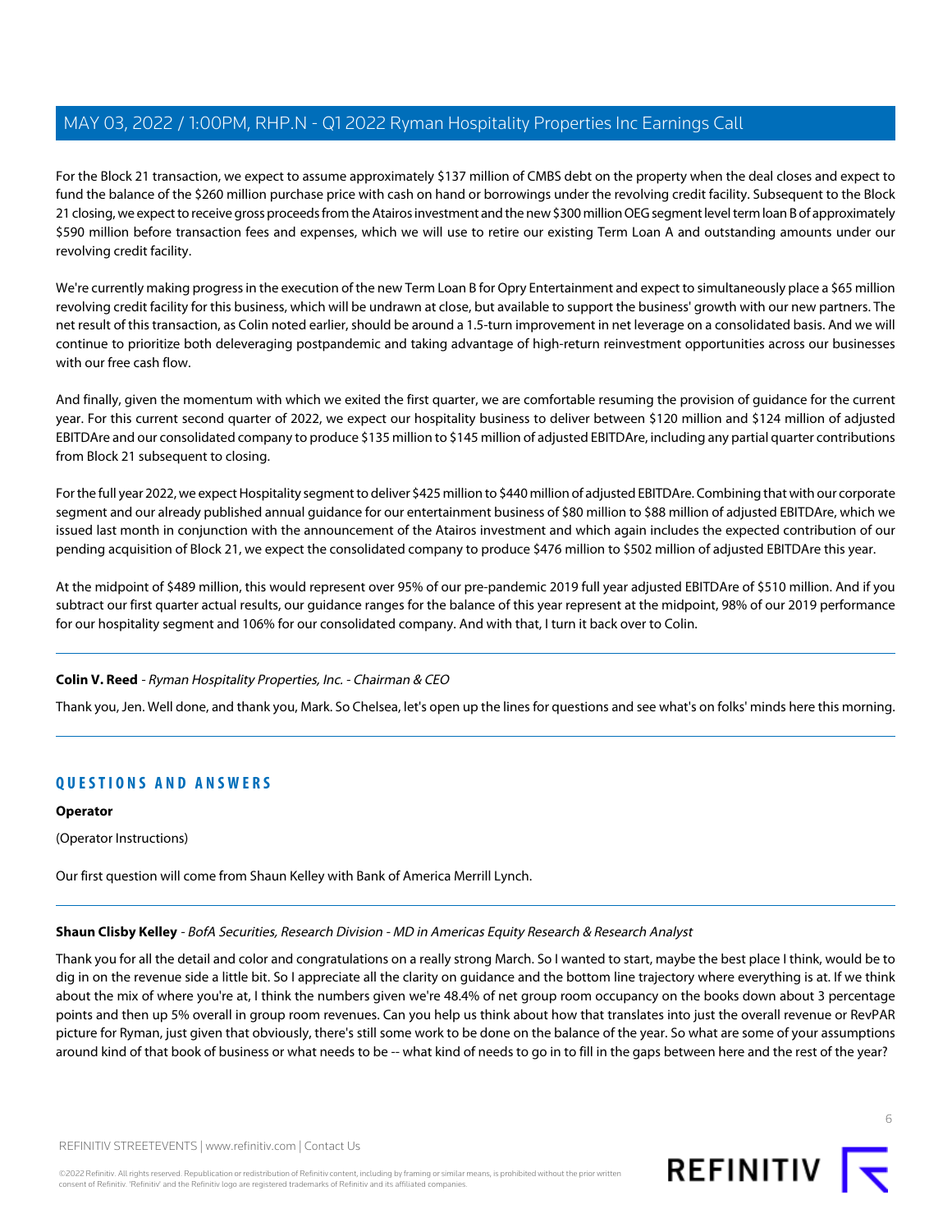For the Block 21 transaction, we expect to assume approximately $137 million of CMBS debt on the property when the deal closes and expect to fund the balance of the $260 million purchase price with cash on hand or borrowings under the revolving credit facility. Subsequent to the Block 21 closing, we expect to receive gross proceeds from the Atairos investment and the new $300 million OEG segment level term loan B of approximately $590 million before transaction fees and expenses, which we will use to retire our existing Term Loan A and outstanding amounts under our revolving credit facility.

We're currently making progress in the execution of the new Term Loan B for Opry Entertainment and expect to simultaneously place a $65 million revolving credit facility for this business, which will be undrawn at close, but available to support the business' growth with our new partners. The net result of this transaction, as Colin noted earlier, should be around a 1.5-turn improvement in net leverage on a consolidated basis. And we will continue to prioritize both deleveraging postpandemic and taking advantage of high-return reinvestment opportunities across our businesses with our free cash flow.

And finally, given the momentum with which we exited the first quarter, we are comfortable resuming the provision of guidance for the current year. For this current second quarter of 2022, we expect our hospitality business to deliver between $120 million and $124 million of adjusted EBITDAre and our consolidated company to produce $135 million to $145 million of adjusted EBITDAre, including any partial quarter contributions from Block 21 subsequent to closing.

For the full year 2022, we expect Hospitality segment to deliver $425 million to $440 million of adjusted EBITDAre. Combining that with our corporate segment and our already published annual guidance for our entertainment business of $80 million to $88 million of adjusted EBITDAre, which we issued last month in conjunction with the announcement of the Atairos investment and which again includes the expected contribution of our pending acquisition of Block 21, we expect the consolidated company to produce $476 million to $502 million of adjusted EBITDAre this year.

At the midpoint of $489 million, this would represent over 95% of our pre-pandemic 2019 full year adjusted EBITDAre of $510 million. And if you subtract our first quarter actual results, our guidance ranges for the balance of this year represent at the midpoint, 98% of our 2019 performance for our hospitality segment and 106% for our consolidated company. And with that, I turn it back over to Colin.

**Colin V. Reed** - *Ryman Hospitality Properties, Inc. - Chairman & CEO*

Thank you, Jen. Well done, and thank you, Mark. So Chelsea, let's open up the lines for questions and see what's on folks' minds here this morning.

## QUESTIONS AND ANSWERS

**Operator**

(Operator Instructions)

Our first question will come from Shaun Kelley with Bank of America Merrill Lynch.

**Shaun Clisby Kelley** - *BofA Securities, Research Division - MD in Americas Equity Research & Research Analyst*

Thank you for all the detail and color and congratulations on a really strong March. So I wanted to start, maybe the best place I think, would be to dig in on the revenue side a little bit. So I appreciate all the clarity on guidance and the bottom line trajectory where everything is at. If we think about the mix of where you're at, I think the numbers given we're 48.4% of net group room occupancy on the books down about 3 percentage points and then up 5% overall in group room revenues. Can you help us think about how that translates into just the overall revenue or RevPAR picture for Ryman, just given that obviously, there's still some work to be done on the balance of the year. So what are some of your assumptions around kind of that book of business or what needs to be -- what kind of needs to go in to fill in the gaps between here and the rest of the year?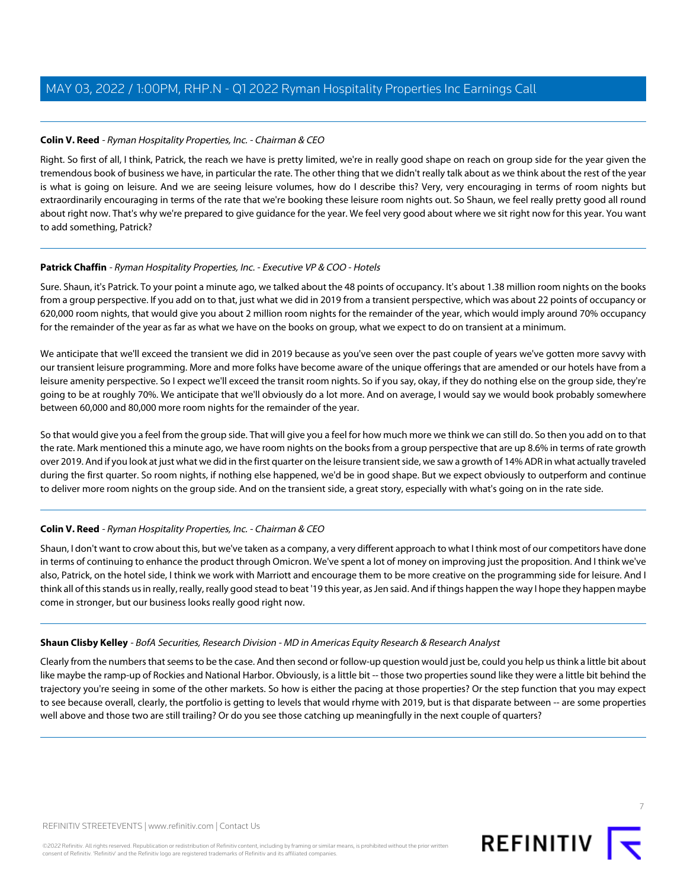**Colin V. Reed** - *Ryman Hospitality Properties, Inc. - Chairman & CEO*

Right. So first of all, I think, Patrick, the reach we have is pretty limited, we're in really good shape on reach on group side for the year given the tremendous book of business we have, in particular the rate. The other thing that we didn't really talk about as we think about the rest of the year is what is going on leisure. And we are seeing leisure volumes, how do I describe this? Very, very encouraging in terms of room nights but extraordinarily encouraging in terms of the rate that we're booking these leisure room nights out. So Shaun, we feel really pretty good all round about right now. That's why we're prepared to give guidance for the year. We feel very good about where we sit right now for this year. You want to add something, Patrick?

---

**Patrick Chaffin** - *Ryman Hospitality Properties, Inc. - Executive VP & COO - Hotels*

Sure. Shaun, it's Patrick. To your point a minute ago, we talked about the 48 points of occupancy. It's about 1.38 million room nights on the books from a group perspective. If you add on to that, just what we did in 2019 from a transient perspective, which was about 22 points of occupancy or 620,000 room nights, that would give you about 2 million room nights for the remainder of the year, which would imply around 70% occupancy for the remainder of the year as far as what we have on the books on group, what we expect to do on transient at a minimum.

We anticipate that we'll exceed the transient we did in 2019 because as you've seen over the past couple of years we've gotten more savvy with our transient leisure programming. More and more folks have become aware of the unique offerings that are amended or our hotels have from a leisure amenity perspective. So I expect we'll exceed the transit room nights. So if you say, okay, if they do nothing else on the group side, they're going to be at roughly 70%. We anticipate that we'll obviously do a lot more. And on average, I would say we would book probably somewhere between 60,000 and 80,000 more room nights for the remainder of the year.

So that would give you a feel from the group side. That will give you a feel for how much more we think we can still do. So then you add on to that the rate. Mark mentioned this a minute ago, we have room nights on the books from a group perspective that are up 8.6% in terms of rate growth over 2019. And if you look at just what we did in the first quarter on the leisure transient side, we saw a growth of 14% ADR in what actually traveled during the first quarter. So room nights, if nothing else happened, we'd be in good shape. But we expect obviously to outperform and continue to deliver more room nights on the group side. And on the transient side, a great story, especially with what's going on in the rate side.

---

**Colin V. Reed** - *Ryman Hospitality Properties, Inc. - Chairman & CEO*

Shaun, I don't want to crow about this, but we've taken as a company, a very different approach to what I think most of our competitors have done in terms of continuing to enhance the product through Omicron. We've spent a lot of money on improving just the proposition. And I think we've also, Patrick, on the hotel side, I think we work with Marriott and encourage them to be more creative on the programming side for leisure. And I think all of this stands us in really, really, really good stead to beat '19 this year, as Jen said. And if things happen the way I hope they happen maybe come in stronger, but our business looks really good right now.

---

**Shaun Clisby Kelley** - *BofA Securities, Research Division - MD in Americas Equity Research & Research Analyst*

Clearly from the numbers that seems to be the case. And then second or follow-up question would just be, could you help us think a little bit about like maybe the ramp-up of Rockies and National Harbor. Obviously, is a little bit -- those two properties sound like they were a little bit behind the trajectory you're seeing in some of the other markets. So how is either the pacing at those properties? Or the step function that you may expect to see because overall, clearly, the portfolio is getting to levels that would rhyme with 2019, but is that disparate between -- are some properties well above and those two are still trailing? Or do you see those catching up meaningfully in the next couple of quarters?

---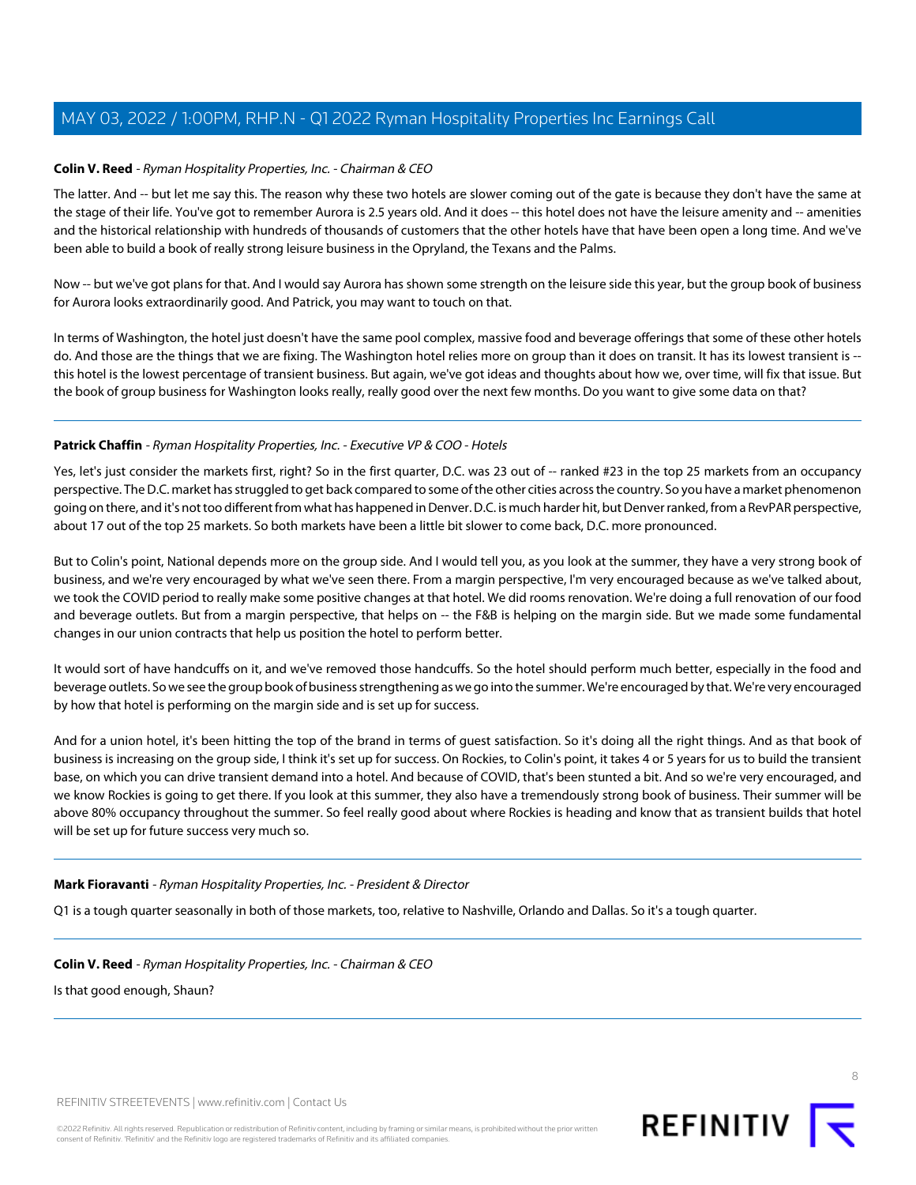**Colin V. Reed** - *Ryman Hospitality Properties, Inc. - Chairman & CEO*

The latter. And -- but let me say this. The reason why these two hotels are slower coming out of the gate is because they don't have the same at the stage of their life. You've got to remember Aurora is 2.5 years old. And it does -- this hotel does not have the leisure amenity and -- amenities and the historical relationship with hundreds of thousands of customers that the other hotels have that have been open a long time. And we've been able to build a book of really strong leisure business in the Opryland, the Texans and the Palms.

Now -- but we've got plans for that. And I would say Aurora has shown some strength on the leisure side this year, but the group book of business for Aurora looks extraordinarily good. And Patrick, you may want to touch on that.

In terms of Washington, the hotel just doesn't have the same pool complex, massive food and beverage offerings that some of these other hotels do. And those are the things that we are fixing. The Washington hotel relies more on group than it does on transit. It has its lowest transient is -- this hotel is the lowest percentage of transient business. But again, we've got ideas and thoughts about how we, over time, will fix that issue. But the book of group business for Washington looks really, really good over the next few months. Do you want to give some data on that?

---

**Patrick Chaffin** - *Ryman Hospitality Properties, Inc. - Executive VP & COO - Hotels*

Yes, let's just consider the markets first, right? So in the first quarter, D.C. was 23 out of -- ranked #23 in the top 25 markets from an occupancy perspective. The D.C. market has struggled to get back compared to some of the other cities across the country. So you have a market phenomenon going on there, and it's not too different from what has happened in Denver. D.C. is much harder hit, but Denver ranked, from a RevPAR perspective, about 17 out of the top 25 markets. So both markets have been a little bit slower to come back, D.C. more pronounced.

But to Colin's point, National depends more on the group side. And I would tell you, as you look at the summer, they have a very strong book of business, and we're very encouraged by what we've seen there. From a margin perspective, I'm very encouraged because as we've talked about, we took the COVID period to really make some positive changes at that hotel. We did rooms renovation. We're doing a full renovation of our food and beverage outlets. But from a margin perspective, that helps on -- the F&B is helping on the margin side. But we made some fundamental changes in our union contracts that help us position the hotel to perform better.

It would sort of have handcuffs on it, and we've removed those handcuffs. So the hotel should perform much better, especially in the food and beverage outlets. So we see the group book of business strengthening as we go into the summer. We're encouraged by that. We're very encouraged by how that hotel is performing on the margin side and is set up for success.

And for a union hotel, it's been hitting the top of the brand in terms of guest satisfaction. So it's doing all the right things. And as that book of business is increasing on the group side, I think it's set up for success. On Rockies, to Colin's point, it takes 4 or 5 years for us to build the transient base, on which you can drive transient demand into a hotel. And because of COVID, that's been stunted a bit. And so we're very encouraged, and we know Rockies is going to get there. If you look at this summer, they also have a tremendously strong book of business. Their summer will be above 80% occupancy throughout the summer. So feel really good about where Rockies is heading and know that as transient builds that hotel will be set up for future success very much so.

---

**Mark Fioravanti** - *Ryman Hospitality Properties, Inc. - President & Director*

Q1 is a tough quarter seasonally in both of those markets, too, relative to Nashville, Orlando and Dallas. So it's a tough quarter.

---

**Colin V. Reed** - *Ryman Hospitality Properties, Inc. - Chairman & CEO*

Is that good enough, Shaun?

---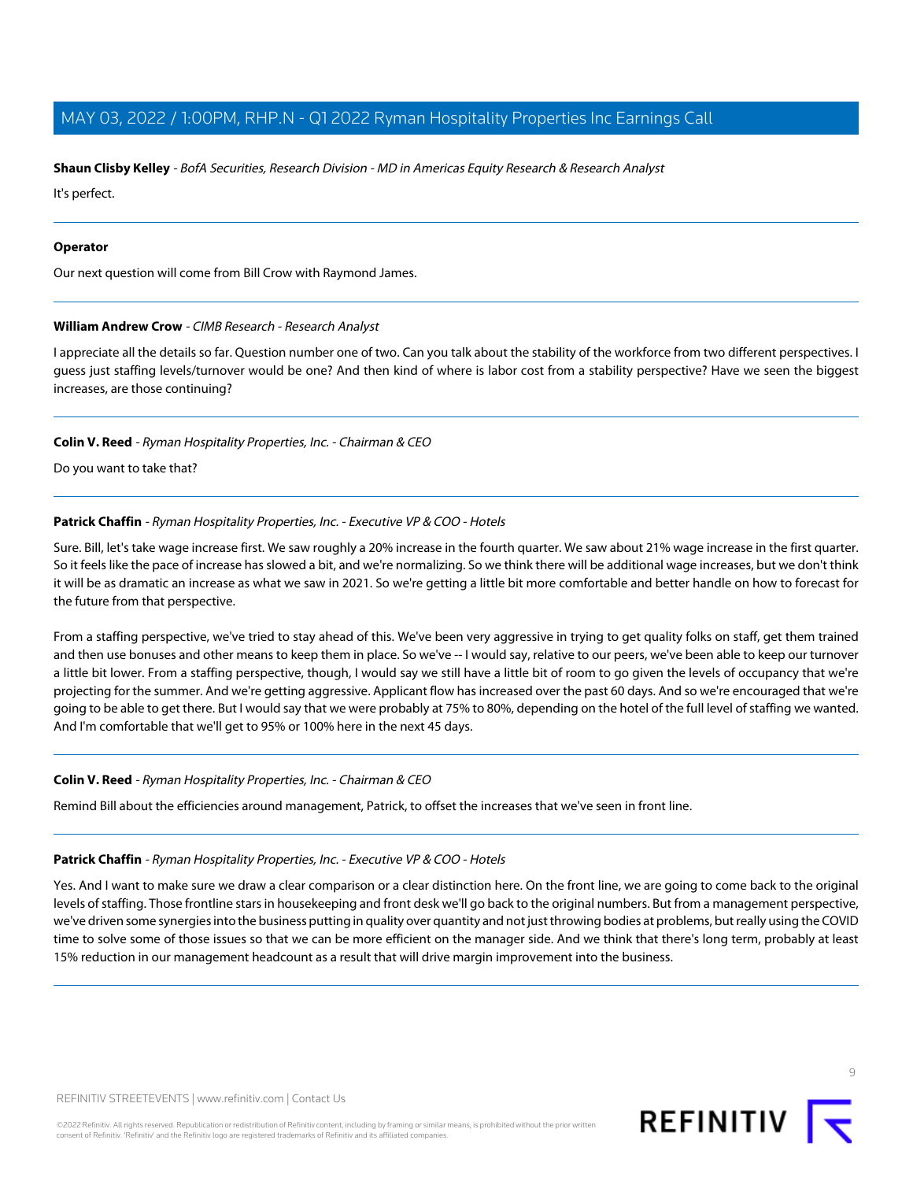**Shaun Clisby Kelley** - *BofA Securities, Research Division - MD in Americas Equity Research & Research Analyst*

It's perfect.

---

**Operator**

Our next question will come from Bill Crow with Raymond James.

---

**William Andrew Crow** - *CIMB Research - Research Analyst*

I appreciate all the details so far. Question number one of two. Can you talk about the stability of the workforce from two different perspectives. I guess just staffing levels/turnover would be one? And then kind of where is labor cost from a stability perspective? Have we seen the biggest increases, are those continuing?

---

**Colin V. Reed** - *Ryman Hospitality Properties, Inc. - Chairman & CEO*

Do you want to take that?

---

**Patrick Chaffin** - *Ryman Hospitality Properties, Inc. - Executive VP & COO - Hotels*

Sure. Bill, let's take wage increase first. We saw roughly a 20% increase in the fourth quarter. We saw about 21% wage increase in the first quarter. So it feels like the pace of increase has slowed a bit, and we're normalizing. So we think there will be additional wage increases, but we don't think it will be as dramatic an increase as what we saw in 2021. So we're getting a little bit more comfortable and better handle on how to forecast for the future from that perspective.

From a staffing perspective, we've tried to stay ahead of this. We've been very aggressive in trying to get quality folks on staff, get them trained and then use bonuses and other means to keep them in place. So we've -- I would say, relative to our peers, we've been able to keep our turnover a little bit lower. From a staffing perspective, though, I would say we still have a little bit of room to go given the levels of occupancy that we're projecting for the summer. And we're getting aggressive. Applicant flow has increased over the past 60 days. And so we're encouraged that we're going to be able to get there. But I would say that we were probably at 75% to 80%, depending on the hotel of the full level of staffing we wanted. And I'm comfortable that we'll get to 95% or 100% here in the next 45 days.

---

**Colin V. Reed** - *Ryman Hospitality Properties, Inc. - Chairman & CEO*

Remind Bill about the efficiencies around management, Patrick, to offset the increases that we've seen in front line.

---

**Patrick Chaffin** - *Ryman Hospitality Properties, Inc. - Executive VP & COO - Hotels*

Yes. And I want to make sure we draw a clear comparison or a clear distinction here. On the front line, we are going to come back to the original levels of staffing. Those frontline stars in housekeeping and front desk we'll go back to the original numbers. But from a management perspective, we've driven some synergies into the business putting in quality over quantity and not just throwing bodies at problems, but really using the COVID time to solve some of those issues so that we can be more efficient on the manager side. And we think that there's long term, probably at least 15% reduction in our management headcount as a result that will drive margin improvement into the business.

---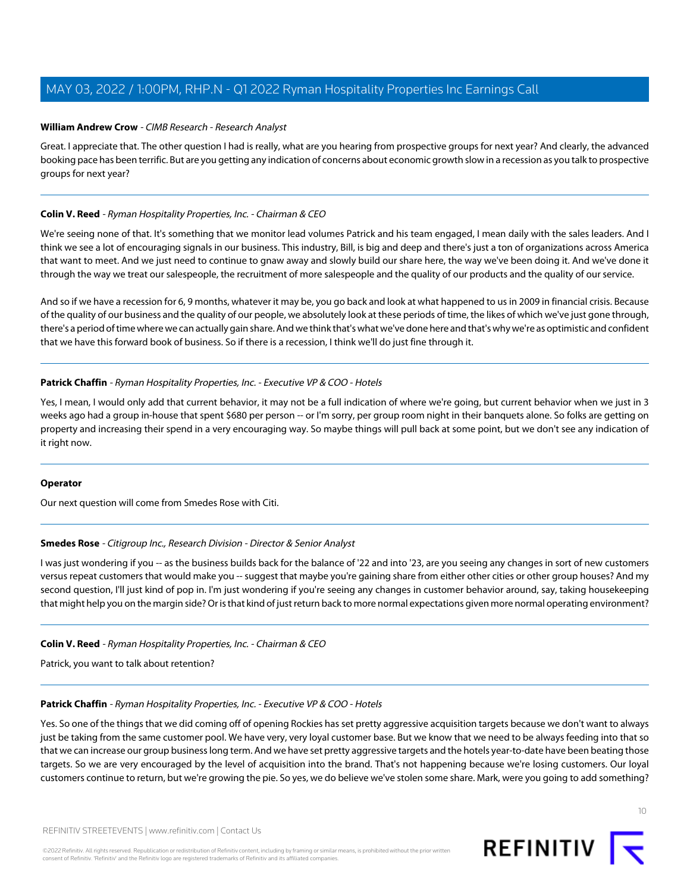**William Andrew Crow** - *CIMB Research - Research Analyst*

Great. I appreciate that. The other question I had is really, what are you hearing from prospective groups for next year? And clearly, the advanced booking pace has been terrific. But are you getting any indication of concerns about economic growth slow in a recession as you talk to prospective groups for next year?

---

**Colin V. Reed** - *Ryman Hospitality Properties, Inc. - Chairman & CEO*

We're seeing none of that. It's something that we monitor lead volumes Patrick and his team engaged, I mean daily with the sales leaders. And I think we see a lot of encouraging signals in our business. This industry, Bill, is big and deep and there's just a ton of organizations across America that want to meet. And we just need to continue to gnaw away and slowly build our share here, the way we've been doing it. And we've done it through the way we treat our salespeople, the recruitment of more salespeople and the quality of our products and the quality of our service.

And so if we have a recession for 6, 9 months, whatever it may be, you go back and look at what happened to us in 2009 in financial crisis. Because of the quality of our business and the quality of our people, we absolutely look at these periods of time, the likes of which we've just gone through, there's a period of time where we can actually gain share. And we think that's what we've done here and that's why we're as optimistic and confident that we have this forward book of business. So if there is a recession, I think we'll do just fine through it.

---

**Patrick Chaffin** - *Ryman Hospitality Properties, Inc. - Executive VP & COO - Hotels*

Yes, I mean, I would only add that current behavior, it may not be a full indication of where we're going, but current behavior when we just in 3 weeks ago had a group in-house that spent $680 per person -- or I'm sorry, per group room night in their banquets alone. So folks are getting on property and increasing their spend in a very encouraging way. So maybe things will pull back at some point, but we don't see any indication of it right now.

---

**Operator**

Our next question will come from Smedes Rose with Citi.

---

**Smedes Rose** - *Citigroup Inc., Research Division - Director & Senior Analyst*

I was just wondering if you -- as the business builds back for the balance of '22 and into '23, are you seeing any changes in sort of new customers versus repeat customers that would make you -- suggest that maybe you're gaining share from either other cities or other group houses? And my second question, I'll just kind of pop in. I'm just wondering if you're seeing any changes in customer behavior around, say, taking housekeeping that might help you on the margin side? Or is that kind of just return back to more normal expectations given more normal operating environment?

---

**Colin V. Reed** - *Ryman Hospitality Properties, Inc. - Chairman & CEO*

Patrick, you want to talk about retention?

---

**Patrick Chaffin** - *Ryman Hospitality Properties, Inc. - Executive VP & COO - Hotels*

Yes. So one of the things that we did coming off of opening Rockies has set pretty aggressive acquisition targets because we don't want to always just be taking from the same customer pool. We have very, very loyal customer base. But we know that we need to be always feeding into that so that we can increase our group business long term. And we have set pretty aggressive targets and the hotels year-to-date have been beating those targets. So we are very encouraged by the level of acquisition into the brand. That's not happening because we're losing customers. Our loyal customers continue to return, but we're growing the pie. So yes, we do believe we've stolen some share. Mark, were you going to add something?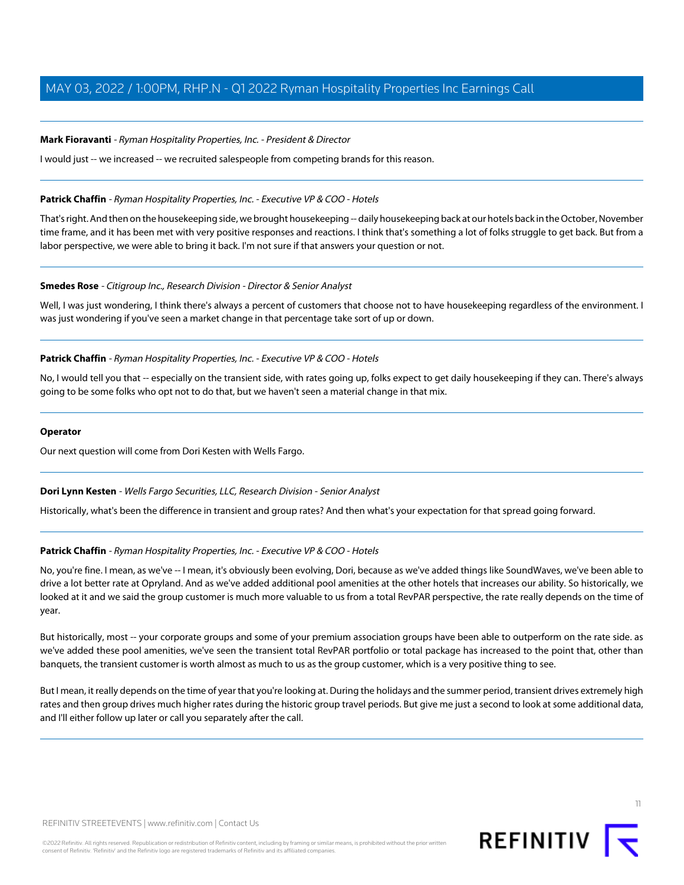**Mark Fioravanti** - *Ryman Hospitality Properties, Inc. - President & Director*

I would just -- we increased -- we recruited salespeople from competing brands for this reason.

---

**Patrick Chaffin** - *Ryman Hospitality Properties, Inc. - Executive VP & COO - Hotels*

That's right. And then on the housekeeping side, we brought housekeeping -- daily housekeeping back at our hotels back in the October, November time frame, and it has been met with very positive responses and reactions. I think that's something a lot of folks struggle to get back. But from a labor perspective, we were able to bring it back. I'm not sure if that answers your question or not.

---

**Smedes Rose** - *Citigroup Inc., Research Division - Director & Senior Analyst*

Well, I was just wondering, I think there's always a percent of customers that choose not to have housekeeping regardless of the environment. I was just wondering if you've seen a market change in that percentage take sort of up or down.

---

**Patrick Chaffin** - *Ryman Hospitality Properties, Inc. - Executive VP & COO - Hotels*

No, I would tell you that -- especially on the transient side, with rates going up, folks expect to get daily housekeeping if they can. There's always going to be some folks who opt not to do that, but we haven't seen a material change in that mix.

---

**Operator**

Our next question will come from Dori Kesten with Wells Fargo.

---

**Dori Lynn Kesten** - *Wells Fargo Securities, LLC, Research Division - Senior Analyst*

Historically, what's been the difference in transient and group rates? And then what's your expectation for that spread going forward.

---

**Patrick Chaffin** - *Ryman Hospitality Properties, Inc. - Executive VP & COO - Hotels*

No, you're fine. I mean, as we've -- I mean, it's obviously been evolving, Dori, because as we've added things like SoundWaves, we've been able to drive a lot better rate at Opryland. And as we've added additional pool amenities at the other hotels that increases our ability. So historically, we looked at it and we said the group customer is much more valuable to us from a total RevPAR perspective, the rate really depends on the time of year.

But historically, most -- your corporate groups and some of your premium association groups have been able to outperform on the rate side. as we've added these pool amenities, we've seen the transient total RevPAR portfolio or total package has increased to the point that, other than banquets, the transient customer is worth almost as much to us as the group customer, which is a very positive thing to see.

But I mean, it really depends on the time of year that you're looking at. During the holidays and the summer period, transient drives extremely high rates and then group drives much higher rates during the historic group travel periods. But give me just a second to look at some additional data, and I'll either follow up later or call you separately after the call.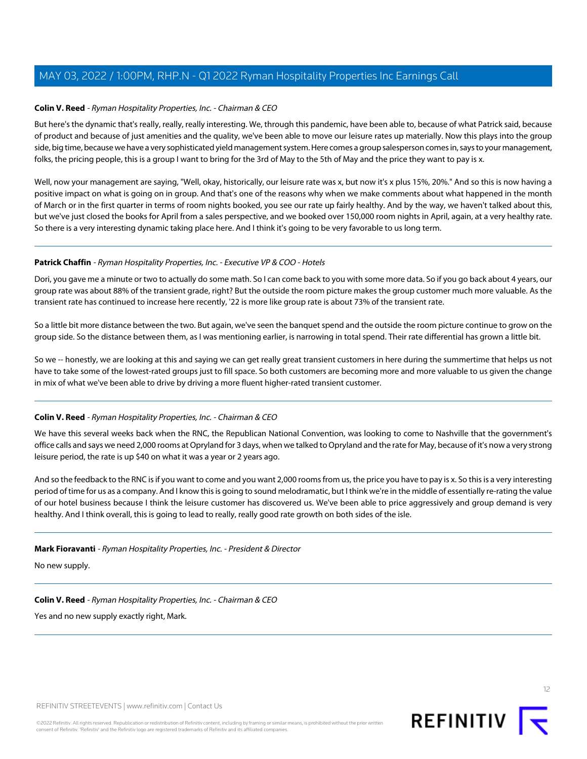**Colin V. Reed** - *Ryman Hospitality Properties, Inc. - Chairman & CEO*

But here's the dynamic that's really, really, really interesting. We, through this pandemic, have been able to, because of what Patrick said, because of product and because of just amenities and the quality, we've been able to move our leisure rates up materially. Now this plays into the group side, big time, because we have a very sophisticated yield management system. Here comes a group salesperson comes in, says to your management, folks, the pricing people, this is a group I want to bring for the 3rd of May to the 5th of May and the price they want to pay is x.

Well, now your management are saying, "Well, okay, historically, our leisure rate was x, but now it's x plus 15%, 20%." And so this is now having a positive impact on what is going on in group. And that's one of the reasons why when we make comments about what happened in the month of March or in the first quarter in terms of room nights booked, you see our rate up fairly healthy. And by the way, we haven't talked about this, but we've just closed the books for April from a sales perspective, and we booked over 150,000 room nights in April, again, at a very healthy rate. So there is a very interesting dynamic taking place here. And I think it's going to be very favorable to us long term.

---

**Patrick Chaffin** - *Ryman Hospitality Properties, Inc. - Executive VP & COO - Hotels*

Dori, you gave me a minute or two to actually do some math. So I can come back to you with some more data. So if you go back about 4 years, our group rate was about 88% of the transient grade, right? But the outside the room picture makes the group customer much more valuable. As the transient rate has continued to increase here recently, '22 is more like group rate is about 73% of the transient rate.

So a little bit more distance between the two. But again, we've seen the banquet spend and the outside the room picture continue to grow on the group side. So the distance between them, as I was mentioning earlier, is narrowing in total spend. Their rate differential has grown a little bit.

So we -- honestly, we are looking at this and saying we can get really great transient customers in here during the summertime that helps us not have to take some of the lowest-rated groups just to fill space. So both customers are becoming more and more valuable to us given the change in mix of what we've been able to drive by driving a more fluent higher-rated transient customer.

---

**Colin V. Reed** - *Ryman Hospitality Properties, Inc. - Chairman & CEO*

We have this several weeks back when the RNC, the Republican National Convention, was looking to come to Nashville that the government's office calls and says we need 2,000 rooms at Opryland for 3 days, when we talked to Opryland and the rate for May, because of it's now a very strong leisure period, the rate is up $40 on what it was a year or 2 years ago.

And so the feedback to the RNC is if you want to come and you want 2,000 rooms from us, the price you have to pay is x. So this is a very interesting period of time for us as a company. And I know this is going to sound melodramatic, but I think we're in the middle of essentially re-rating the value of our hotel business because I think the leisure customer has discovered us. We've been able to price aggressively and group demand is very healthy. And I think overall, this is going to lead to really, really good rate growth on both sides of the isle.

---

**Mark Fioravanti** - *Ryman Hospitality Properties, Inc. - President & Director*

No new supply.

---

**Colin V. Reed** - *Ryman Hospitality Properties, Inc. - Chairman & CEO*

Yes and no new supply exactly right, Mark.

---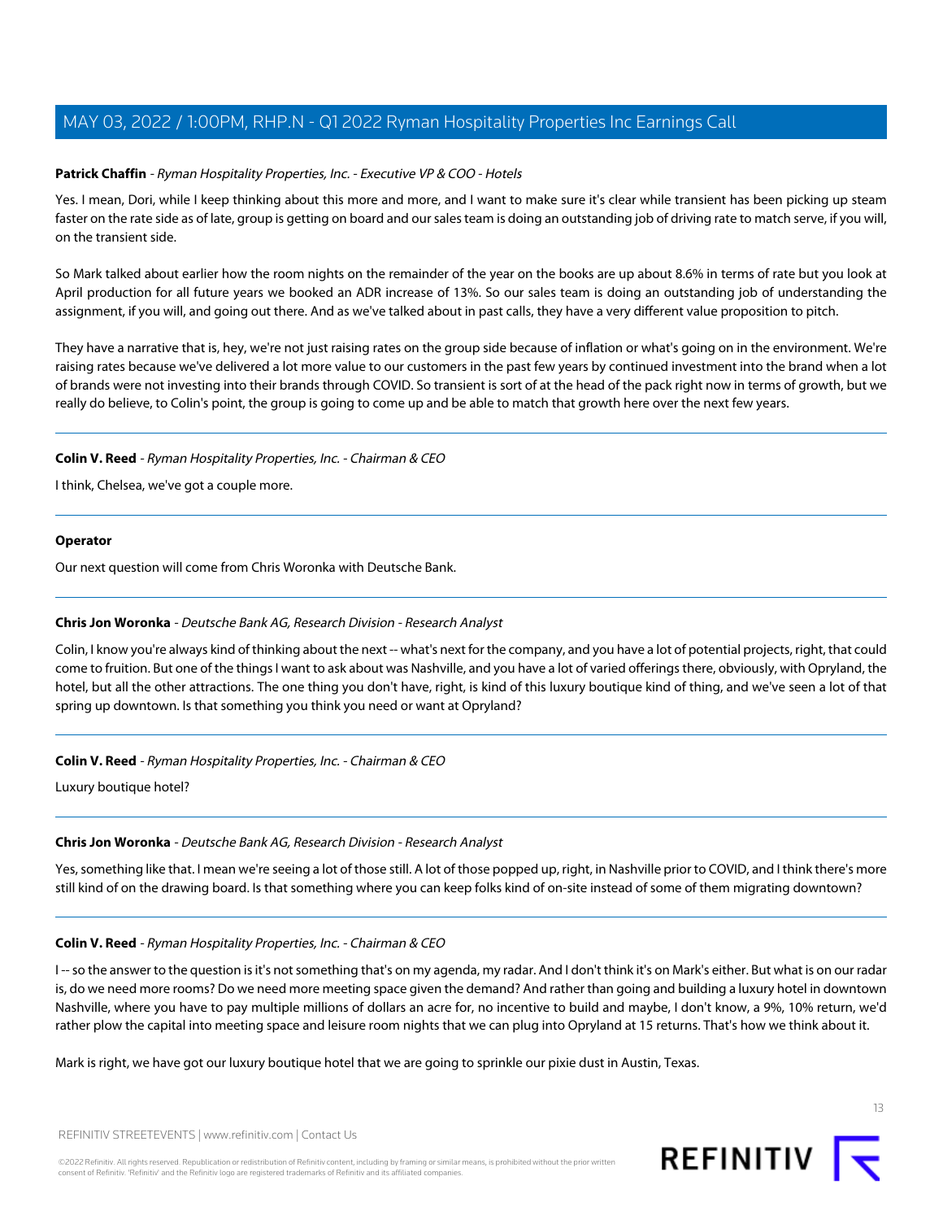**Patrick Chaffin** - *Ryman Hospitality Properties, Inc. - Executive VP & COO - Hotels*

Yes. I mean, Dori, while I keep thinking about this more and more, and I want to make sure it's clear while transient has been picking up steam faster on the rate side as of late, group is getting on board and our sales team is doing an outstanding job of driving rate to match serve, if you will, on the transient side.

So Mark talked about earlier how the room nights on the remainder of the year on the books are up about 8.6% in terms of rate but you look at April production for all future years we booked an ADR increase of 13%. So our sales team is doing an outstanding job of understanding the assignment, if you will, and going out there. And as we've talked about in past calls, they have a very different value proposition to pitch.

They have a narrative that is, hey, we're not just raising rates on the group side because of inflation or what's going on in the environment. We're raising rates because we've delivered a lot more value to our customers in the past few years by continued investment into the brand when a lot of brands were not investing into their brands through COVID. So transient is sort of at the head of the pack right now in terms of growth, but we really do believe, to Colin's point, the group is going to come up and be able to match that growth here over the next few years.

---

**Colin V. Reed** - *Ryman Hospitality Properties, Inc. - Chairman & CEO*

I think, Chelsea, we've got a couple more.

---

**Operator**

Our next question will come from Chris Woronka with Deutsche Bank.

---

**Chris Jon Woronka** - *Deutsche Bank AG, Research Division - Research Analyst*

Colin, I know you're always kind of thinking about the next -- what's next for the company, and you have a lot of potential projects, right, that could come to fruition. But one of the things I want to ask about was Nashville, and you have a lot of varied offerings there, obviously, with Opryland, the hotel, but all the other attractions. The one thing you don't have, right, is kind of this luxury boutique kind of thing, and we've seen a lot of that spring up downtown. Is that something you think you need or want at Opryland?

---

**Colin V. Reed** - *Ryman Hospitality Properties, Inc. - Chairman & CEO*

Luxury boutique hotel?

---

**Chris Jon Woronka** - *Deutsche Bank AG, Research Division - Research Analyst*

Yes, something like that. I mean we're seeing a lot of those still. A lot of those popped up, right, in Nashville prior to COVID, and I think there's more still kind of on the drawing board. Is that something where you can keep folks kind of on-site instead of some of them migrating downtown?

---

**Colin V. Reed** - *Ryman Hospitality Properties, Inc. - Chairman & CEO*

I -- so the answer to the question is it's not something that's on my agenda, my radar. And I don't think it's on Mark's either. But what is on our radar is, do we need more rooms? Do we need more meeting space given the demand? And rather than going and building a luxury hotel in downtown Nashville, where you have to pay multiple millions of dollars an acre for, no incentive to build and maybe, I don't know, a 9%, 10% return, we'd rather plow the capital into meeting space and leisure room nights that we can plug into Opryland at 15 returns. That's how we think about it.

Mark is right, we have got our luxury boutique hotel that we are going to sprinkle our pixie dust in Austin, Texas.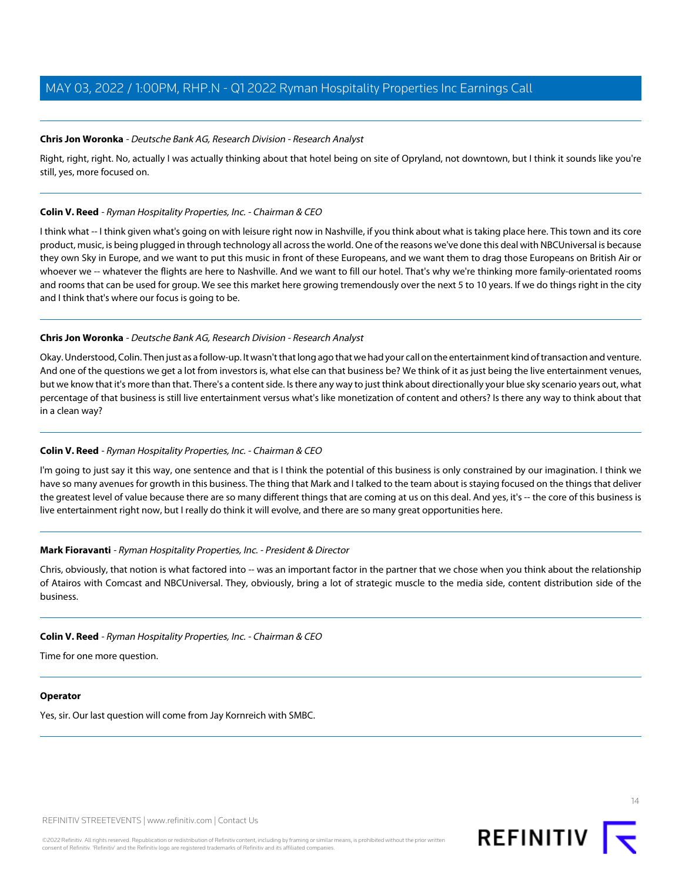**Chris Jon Woronka** - *Deutsche Bank AG, Research Division - Research Analyst*

Right, right, right. No, actually I was actually thinking about that hotel being on site of Opryland, not downtown, but I think it sounds like you're still, yes, more focused on.

---

**Colin V. Reed** - *Ryman Hospitality Properties, Inc. - Chairman & CEO*

I think what -- I think given what's going on with leisure right now in Nashville, if you think about what is taking place here. This town and its core product, music, is being plugged in through technology all across the world. One of the reasons we've done this deal with NBCUniversal is because they own Sky in Europe, and we want to put this music in front of these Europeans, and we want them to drag those Europeans on British Air or whoever we -- whatever the flights are here to Nashville. And we want to fill our hotel. That's why we're thinking more family-orientated rooms and rooms that can be used for group. We see this market here growing tremendously over the next 5 to 10 years. If we do things right in the city and I think that's where our focus is going to be.

---

**Chris Jon Woronka** - *Deutsche Bank AG, Research Division - Research Analyst*

Okay. Understood, Colin. Then just as a follow-up. It wasn't that long ago that we had your call on the entertainment kind of transaction and venture. And one of the questions we get a lot from investors is, what else can that business be? We think of it as just being the live entertainment venues, but we know that it's more than that. There's a content side. Is there any way to just think about directionally your blue sky scenario years out, what percentage of that business is still live entertainment versus what's like monetization of content and others? Is there any way to think about that in a clean way?

---

**Colin V. Reed** - *Ryman Hospitality Properties, Inc. - Chairman & CEO*

I'm going to just say it this way, one sentence and that is I think the potential of this business is only constrained by our imagination. I think we have so many avenues for growth in this business. The thing that Mark and I talked to the team about is staying focused on the things that deliver the greatest level of value because there are so many different things that are coming at us on this deal. And yes, it's -- the core of this business is live entertainment right now, but I really do think it will evolve, and there are so many great opportunities here.

---

**Mark Fioravanti** - *Ryman Hospitality Properties, Inc. - President & Director*

Chris, obviously, that notion is what factored into -- was an important factor in the partner that we chose when you think about the relationship of Atairos with Comcast and NBCUniversal. They, obviously, bring a lot of strategic muscle to the media side, content distribution side of the business.

---

**Colin V. Reed** - *Ryman Hospitality Properties, Inc. - Chairman & CEO*

Time for one more question.

---

**Operator**

Yes, sir. Our last question will come from Jay Kornreich with SMBC.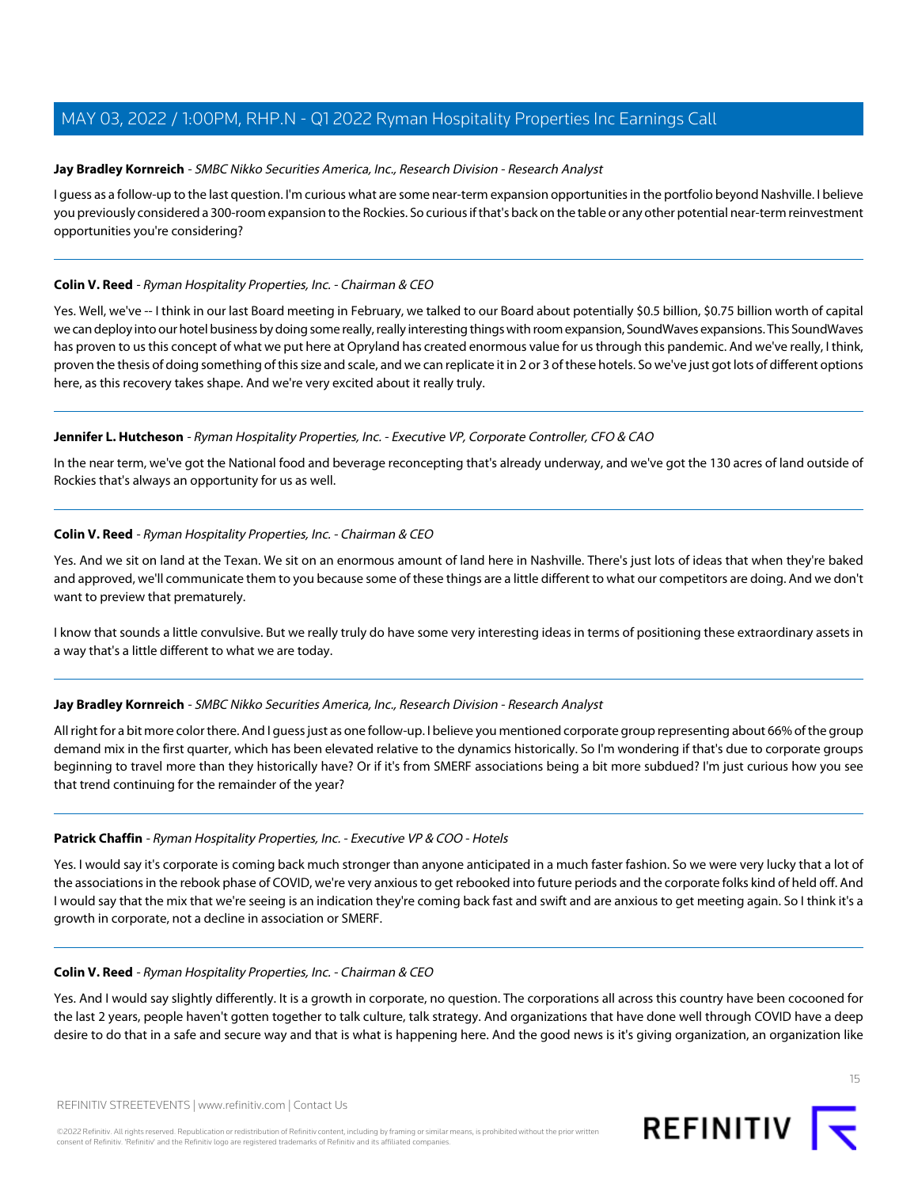**Jay Bradley Kornreich** - *SMBC Nikko Securities America, Inc., Research Division - Research Analyst*

I guess as a follow-up to the last question. I'm curious what are some near-term expansion opportunities in the portfolio beyond Nashville. I believe you previously considered a 300-room expansion to the Rockies. So curious if that's back on the table or any other potential near-term reinvestment opportunities you're considering?

---

**Colin V. Reed** - *Ryman Hospitality Properties, Inc. - Chairman & CEO*

Yes. Well, we've -- I think in our last Board meeting in February, we talked to our Board about potentially $0.5 billion, $0.75 billion worth of capital we can deploy into our hotel business by doing some really, really interesting things with room expansion, SoundWaves expansions. This SoundWaves has proven to us this concept of what we put here at Opryland has created enormous value for us through this pandemic. And we've really, I think, proven the thesis of doing something of this size and scale, and we can replicate it in 2 or 3 of these hotels. So we've just got lots of different options here, as this recovery takes shape. And we're very excited about it really truly.

---

**Jennifer L. Hutcheson** - *Ryman Hospitality Properties, Inc. - Executive VP, Corporate Controller, CFO & CAO*

In the near term, we've got the National food and beverage reconcepting that's already underway, and we've got the 130 acres of land outside of Rockies that's always an opportunity for us as well.

---

**Colin V. Reed** - *Ryman Hospitality Properties, Inc. - Chairman & CEO*

Yes. And we sit on land at the Texan. We sit on an enormous amount of land here in Nashville. There's just lots of ideas that when they're baked and approved, we'll communicate them to you because some of these things are a little different to what our competitors are doing. And we don't want to preview that prematurely.

I know that sounds a little convulsive. But we really truly do have some very interesting ideas in terms of positioning these extraordinary assets in a way that's a little different to what we are today.

---

**Jay Bradley Kornreich** - *SMBC Nikko Securities America, Inc., Research Division - Research Analyst*

All right for a bit more color there. And I guess just as one follow-up. I believe you mentioned corporate group representing about 66% of the group demand mix in the first quarter, which has been elevated relative to the dynamics historically. So I'm wondering if that's due to corporate groups beginning to travel more than they historically have? Or if it's from SMERF associations being a bit more subdued? I'm just curious how you see that trend continuing for the remainder of the year?

---

**Patrick Chaffin** - *Ryman Hospitality Properties, Inc. - Executive VP & COO - Hotels*

Yes. I would say it's corporate is coming back much stronger than anyone anticipated in a much faster fashion. So we were very lucky that a lot of the associations in the rebook phase of COVID, we're very anxious to get rebooked into future periods and the corporate folks kind of held off. And I would say that the mix that we're seeing is an indication they're coming back fast and swift and are anxious to get meeting again. So I think it's a growth in corporate, not a decline in association or SMERF.

---

**Colin V. Reed** - *Ryman Hospitality Properties, Inc. - Chairman & CEO*

Yes. And I would say slightly differently. It is a growth in corporate, no question. The corporations all across this country have been cocooned for the last 2 years, people haven't gotten together to talk culture, talk strategy. And organizations that have done well through COVID have a deep desire to do that in a safe and secure way and that is what is happening here. And the good news is it's giving organization, an organization like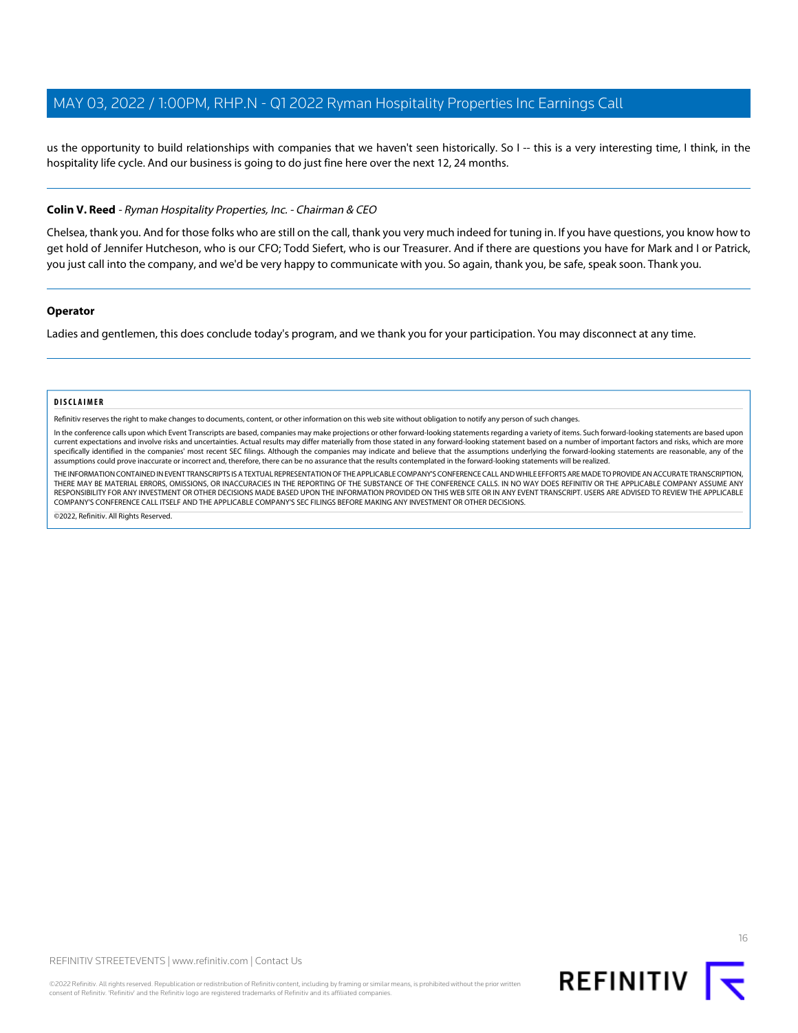us the opportunity to build relationships with companies that we haven't seen historically. So I -- this is a very interesting time, I think, in the hospitality life cycle. And our business is going to do just fine here over the next 12, 24 months.

---

**Colin V. Reed** - *Ryman Hospitality Properties, Inc. - Chairman & CEO*

Chelsea, thank you. And for those folks who are still on the call, thank you very much indeed for tuning in. If you have questions, you know how to get hold of Jennifer Hutcheson, who is our CFO; Todd Siefert, who is our Treasurer. And if there are questions you have for Mark and I or Patrick, you just call into the company, and we'd be very happy to communicate with you. So again, thank you, be safe, speak soon. Thank you.

---

**Operator**

Ladies and gentlemen, this does conclude today's program, and we thank you for your participation. You may disconnect at any time.

---

**DISCLAIMER**

Refinitiv reserves the right to make changes to documents, content, or other information on this web site without obligation to notify any person of such changes.

In the conference calls upon which Event Transcripts are based, companies may make projections or other forward-looking statements regarding a variety of items. Such forward-looking statements are based upon current expectations and involve risks and uncertainties. Actual results may differ materially from those stated in any forward-looking statement based on a number of important factors and risks, which are more specifically identified in the companies' most recent SEC filings. Although the companies may indicate and believe that the assumptions underlying the forward-looking statements are reasonable, any of the assumptions could prove inaccurate or incorrect and, therefore, there can be no assurance that the results contemplated in the forward-looking statements will be realized.

THE INFORMATION CONTAINED IN EVENT TRANSCRIPTS IS A TEXTUAL REPRESENTATION OF THE APPLICABLE COMPANY'S CONFERENCE CALL AND WHILE EFFORTS ARE MADE TO PROVIDE AN ACCURATE TRANSCRIPTION, THERE MAY BE MATERIAL ERRORS, OMISSIONS, OR INACCURACIES IN THE REPORTING OF THE SUBSTANCE OF THE CONFERENCE CALLS. IN NO WAY DOES REFINITIV OR THE APPLICABLE COMPANY ASSUME ANY RESPONSIBILITY FOR ANY INVESTMENT OR OTHER DECISIONS MADE BASED UPON THE INFORMATION PROVIDED ON THIS WEB SITE OR IN ANY EVENT TRANSCRIPT. USERS ARE ADVISED TO REVIEW THE APPLICABLE COMPANY'S CONFERENCE CALL ITSELF AND THE APPLICABLE COMPANY'S SEC FILINGS BEFORE MAKING ANY INVESTMENT OR OTHER DECISIONS.

©2022, Refinitiv. All Rights Reserved.